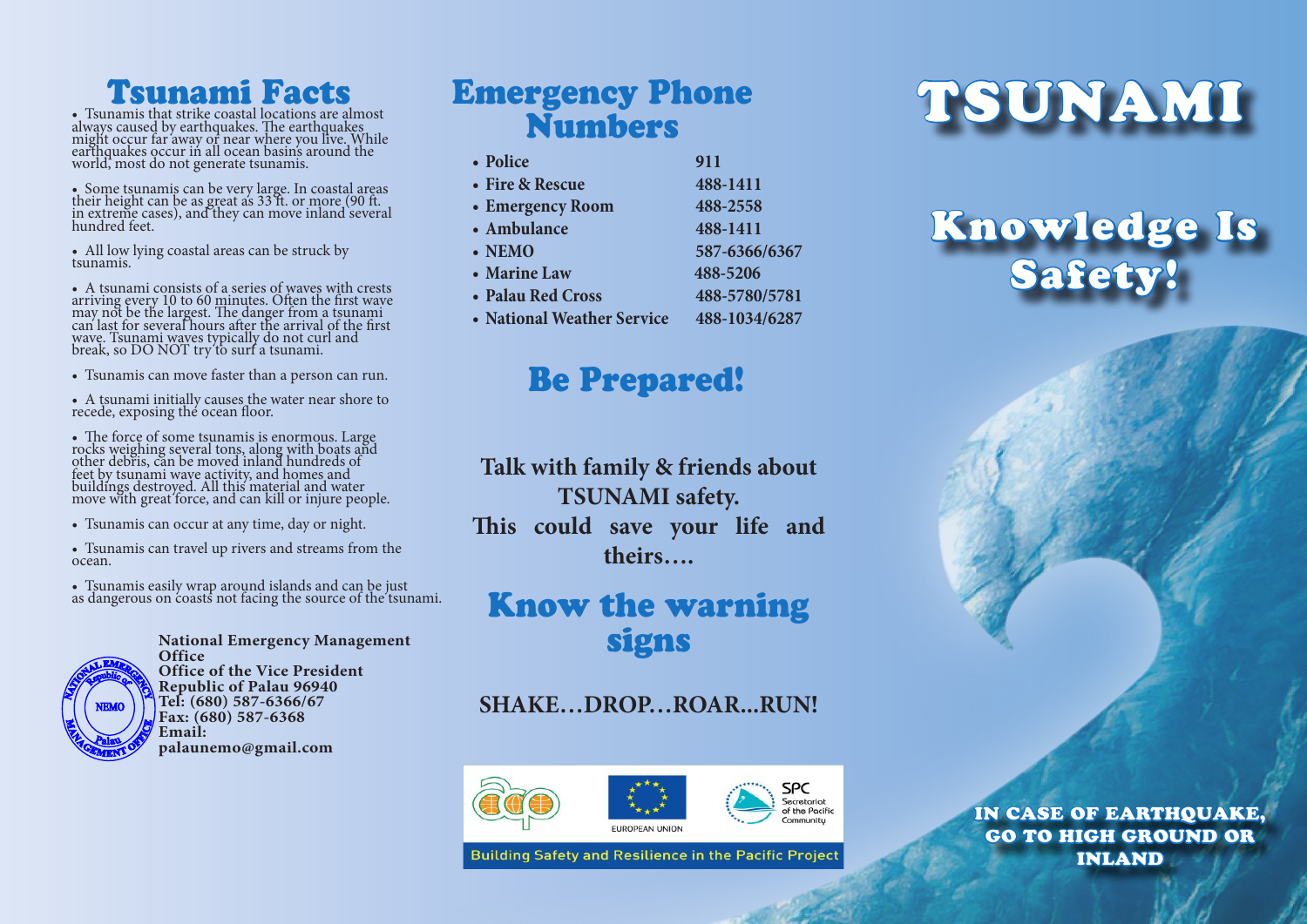## Tsunami Facts

- Tsunamis that strike coastal locations are almost always caused by earthquakes. The earthquakes might occur far away or near where you live. While earthquakes occur in all ocean basins around the world, most do not generate tsunamis.
- Some tsunamis can be very large. In coastal areas their height can be as great as 33 ft. or more (90 ft. in extreme cases), and they can move inland several hundred feet.
- All low lying coastal areas can be struck by tsunamis.
- A tsunami consists of a series of waves with crests arriving every 10 to 60 minutes. Often the first wave may not be the largest. The danger from a tsunami can last for several hours after the arrival of the first wave. Tsunami waves typically do not curl and break, so DO NOT try to surf a tsunami.
- Tsunamis can move faster than a person can run.
- A tsunami initially causes the water near shore to recede, exposing the ocean floor.
- The force of some tsunamis is enormous. Large rocks weighing several tons, along with boats and other debris, can be moved inland hundreds of feet by tsunami wave activity, and homes and buildings destroyed. All this material and water move with great force, and can kill or injure people.
- Tsunamis can occur at any time, day or night.
- Tsunamis can travel up rivers and streams from the ocean.
- Tsunamis easily wrap around islands and can be just as dangerous on coasts not facing the source of the tsunami.

**National Emergency Management Office**
**Office of the Vice President**
**Republic of Palau 96940**
**Tel: (680) 587-6366/67**
**Fax: (680) 587-6368**
**Email:**
**palaunemo@gmail.com**

## Emergency Phone Numbers

| | |
|---|---|
| • Police | 911 |
| • Fire & Rescue | 488-1411 |
| • Emergency Room | 488-2558 |
| • Ambulance | 488-1411 |
| • NEMO | 587-6366/6367 |
| • Marine Law | 488-5206 |
| • Palau Red Cross | 488-5780/5781 |
| • National Weather Service | 488-1034/6287 |

## Be Prepared!

**Talk with family & friends about TSUNAMI safety. This could save your life and theirs....**

## Know the warning signs

**SHAKE…DROP…ROAR...RUN!**

EUROPEAN UNION

SPC Secretariat of the Pacific Community

Building Safety and Resilience in the Pacific Project

# TSUNAMI

## Knowledge Is Safety!

**IN CASE OF EARTHQUAKE, GO TO HIGH GROUND OR INLAND**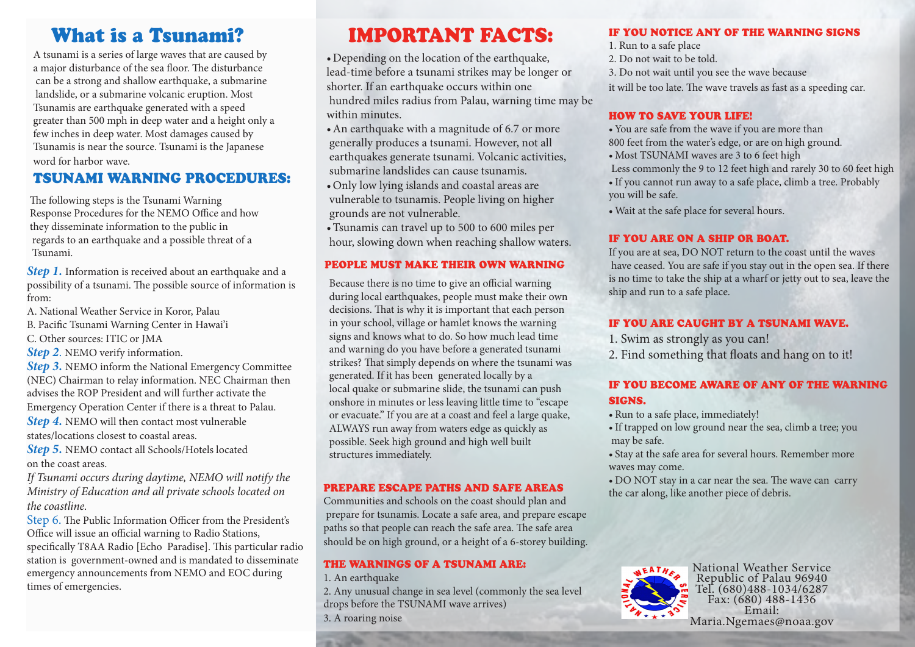# What is a Tsunami?

A tsunami is a series of large waves that are caused by a major disturbance of the sea floor. The disturbance can be a strong and shallow earthquake, a submarine landslide, or a submarine volcanic eruption. Most Tsunamis are earthquake generated with a speed greater than 500 mph in deep water and a height only a few inches in deep water. Most damages caused by Tsunamis is near the source. Tsunami is the Japanese word for harbor wave.

## TSUNAMI WARNING PROCEDURES:

The following steps is the Tsunami Warning Response Procedures for the NEMO Office and how they disseminate information to the public in regards to an earthquake and a possible threat of a Tsunami.

***Step 1.*** Information is received about an earthquake and a possibility of a tsunami. The possible source of information is from:

A. National Weather Service in Koror, Palau
B. Pacific Tsunami Warning Center in Hawai'i
C. Other sources: ITIC or JMA

***Step 2.*** NEMO verify information.

***Step 3.*** NEMO inform the National Emergency Committee (NEC) Chairman to relay information. NEC Chairman then advises the ROP President and will further activate the Emergency Operation Center if there is a threat to Palau.

***Step 4.*** NEMO will then contact most vulnerable states/locations closest to coastal areas.

***Step 5.*** NEMO contact all Schools/Hotels located on the coast areas.

*If Tsunami occurs during daytime, NEMO will notify the Ministry of Education and all private schools located on the coastline.*

Step 6. The Public Information Officer from the President's Office will issue an official warning to Radio Stations, specifically T8AA Radio [Echo Paradise]. This particular radio station is government-owned and is mandated to disseminate emergency announcements from NEMO and EOC during times of emergencies.

# IMPORTANT FACTS:

- Depending on the location of the earthquake, lead-time before a tsunami strikes may be longer or shorter. If an earthquake occurs within one hundred miles radius from Palau, warning time may be within minutes.
- An earthquake with a magnitude of 6.7 or more generally produces a tsunami. However, not all earthquakes generate tsunami. Volcanic activities, submarine landslides can cause tsunamis.
- Only low lying islands and coastal areas are vulnerable to tsunamis. People living on higher grounds are not vulnerable.
- Tsunamis can travel up to 500 to 600 miles per hour, slowing down when reaching shallow waters.

### PEOPLE MUST MAKE THEIR OWN WARNING

Because there is no time to give an official warning during local earthquakes, people must make their own decisions. That is why it is important that each person in your school, village or hamlet knows the warning signs and knows what to do. So how much lead time and warning do you have before a generated tsunami strikes? That simply depends on where the tsunami was generated. If it has been generated locally by a local quake or submarine slide, the tsunami can push onshore in minutes or less leaving little time to "escape or evacuate." If you are at a coast and feel a large quake, ALWAYS run away from waters edge as quickly as possible. Seek high ground and high well built structures immediately.

### PREPARE ESCAPE PATHS AND SAFE AREAS

Communities and schools on the coast should plan and prepare for tsunamis. Locate a safe area, and prepare escape paths so that people can reach the safe area. The safe area should be on high ground, or a height of a 6-storey building.

### THE WARNINGS OF A TSUNAMI ARE:

1. An earthquake
2. Any unusual change in sea level (commonly the sea level drops before the TSUNAMI wave arrives)
3. A roaring noise

### IF YOU NOTICE ANY OF THE WARNING SIGNS

1. Run to a safe place
2. Do not wait to be told.
3. Do not wait until you see the wave because it will be too late. The wave travels as fast as a speeding car.

### HOW TO SAVE YOUR LIFE!

- You are safe from the wave if you are more than 800 feet from the water's edge, or are on high ground.
- Most TSUNAMI waves are 3 to 6 feet high
  Less commonly the 9 to 12 feet high and rarely 30 to 60 feet high
- If you cannot run away to a safe place, climb a tree. Probably you will be safe.
- Wait at the safe place for several hours.

### IF YOU ARE ON A SHIP OR BOAT.

If you are at sea, DO NOT return to the coast until the waves have ceased. You are safe if you stay out in the open sea. If there is no time to take the ship at a wharf or jetty out to sea, leave the ship and run to a safe place.

### IF YOU ARE CAUGHT BY A TSUNAMI WAVE.

1. Swim as strongly as you can!
2. Find something that floats and hang on to it!

### IF YOU BECOME AWARE OF ANY OF THE WARNING SIGNS.

- Run to a safe place, immediately!
- If trapped on low ground near the sea, climb a tree; you may be safe.
- Stay at the safe area for several hours. Remember more waves may come.
- DO NOT stay in a car near the sea. The wave can carry the car along, like another piece of debris.

National Weather Service
Republic of Palau 96940
Tel. (680)488-1034/6287
Fax: (680) 488-1436
Email:
Maria.Ngemaes@noaa.gov